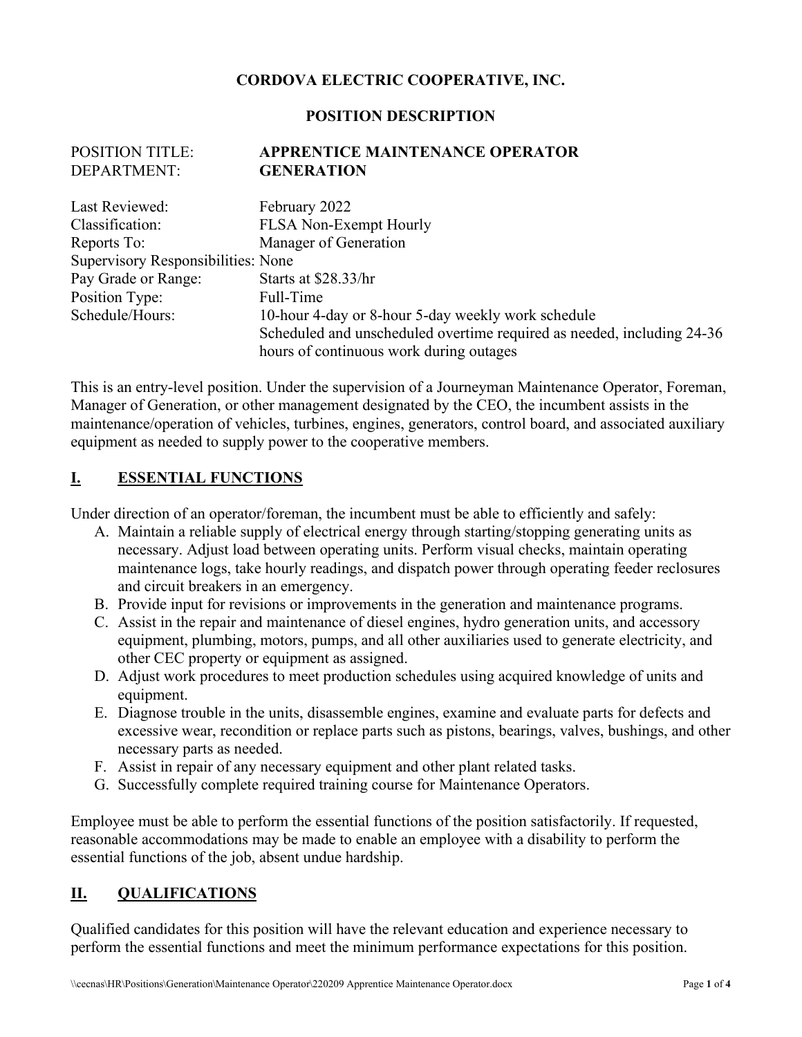# CORDOVA ELECTRIC COOPERATIVE, INC.

## POSITION DESCRIPTION

| | |
|---|---|
| POSITION TITLE: | **APPRENTICE MAINTENANCE OPERATOR** |
| DEPARTMENT: | **GENERATION** |
| Last Reviewed: | February 2022 |
| Classification: | FLSA Non-Exempt Hourly |
| Reports To: | Manager of Generation |
| Supervisory Responsibilities: | None |
| Pay Grade or Range: | Starts at $28.33/hr |
| Position Type: | Full-Time |
| Schedule/Hours: | 10-hour 4-day or 8-hour 5-day weekly work schedule<br>Scheduled and unscheduled overtime required as needed, including 24-36 hours of continuous work during outages |

This is an entry-level position. Under the supervision of a Journeyman Maintenance Operator, Foreman, Manager of Generation, or other management designated by the CEO, the incumbent assists in the maintenance/operation of vehicles, turbines, engines, generators, control board, and associated auxiliary equipment as needed to supply power to the cooperative members.

## I. ESSENTIAL FUNCTIONS

Under direction of an operator/foreman, the incumbent must be able to efficiently and safely:

A. Maintain a reliable supply of electrical energy through starting/stopping generating units as necessary. Adjust load between operating units. Perform visual checks, maintain operating maintenance logs, take hourly readings, and dispatch power through operating feeder reclosures and circuit breakers in an emergency.
B. Provide input for revisions or improvements in the generation and maintenance programs.
C. Assist in the repair and maintenance of diesel engines, hydro generation units, and accessory equipment, plumbing, motors, pumps, and all other auxiliaries used to generate electricity, and other CEC property or equipment as assigned.
D. Adjust work procedures to meet production schedules using acquired knowledge of units and equipment.
E. Diagnose trouble in the units, disassemble engines, examine and evaluate parts for defects and excessive wear, recondition or replace parts such as pistons, bearings, valves, bushings, and other necessary parts as needed.
F. Assist in repair of any necessary equipment and other plant related tasks.
G. Successfully complete required training course for Maintenance Operators.

Employee must be able to perform the essential functions of the position satisfactorily. If requested, reasonable accommodations may be made to enable an employee with a disability to perform the essential functions of the job, absent undue hardship.

## II. QUALIFICATIONS

Qualified candidates for this position will have the relevant education and experience necessary to perform the essential functions and meet the minimum performance expectations for this position.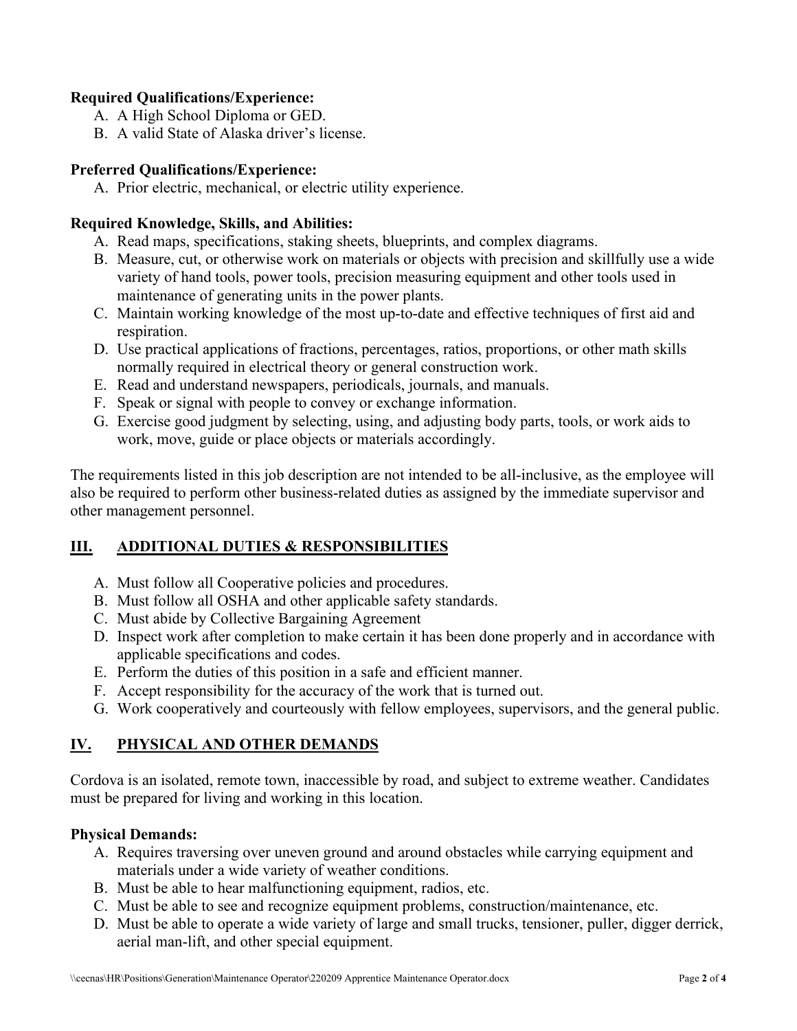**Required Qualifications/Experience:**

A. A High School Diploma or GED.
B. A valid State of Alaska driver's license.

**Preferred Qualifications/Experience:**

A. Prior electric, mechanical, or electric utility experience.

**Required Knowledge, Skills, and Abilities:**

A. Read maps, specifications, staking sheets, blueprints, and complex diagrams.
B. Measure, cut, or otherwise work on materials or objects with precision and skillfully use a wide variety of hand tools, power tools, precision measuring equipment and other tools used in maintenance of generating units in the power plants.
C. Maintain working knowledge of the most up-to-date and effective techniques of first aid and respiration.
D. Use practical applications of fractions, percentages, ratios, proportions, or other math skills normally required in electrical theory or general construction work.
E. Read and understand newspapers, periodicals, journals, and manuals.
F. Speak or signal with people to convey or exchange information.
G. Exercise good judgment by selecting, using, and adjusting body parts, tools, or work aids to work, move, guide or place objects or materials accordingly.

The requirements listed in this job description are not intended to be all-inclusive, as the employee will also be required to perform other business-related duties as assigned by the immediate supervisor and other management personnel.

## III. ADDITIONAL DUTIES & RESPONSIBILITIES

A. Must follow all Cooperative policies and procedures.
B. Must follow all OSHA and other applicable safety standards.
C. Must abide by Collective Bargaining Agreement
D. Inspect work after completion to make certain it has been done properly and in accordance with applicable specifications and codes.
E. Perform the duties of this position in a safe and efficient manner.
F. Accept responsibility for the accuracy of the work that is turned out.
G. Work cooperatively and courteously with fellow employees, supervisors, and the general public.

## IV. PHYSICAL AND OTHER DEMANDS

Cordova is an isolated, remote town, inaccessible by road, and subject to extreme weather. Candidates must be prepared for living and working in this location.

**Physical Demands:**

A. Requires traversing over uneven ground and around obstacles while carrying equipment and materials under a wide variety of weather conditions.
B. Must be able to hear malfunctioning equipment, radios, etc.
C. Must be able to see and recognize equipment problems, construction/maintenance, etc.
D. Must be able to operate a wide variety of large and small trucks, tensioner, puller, digger derrick, aerial man-lift, and other special equipment.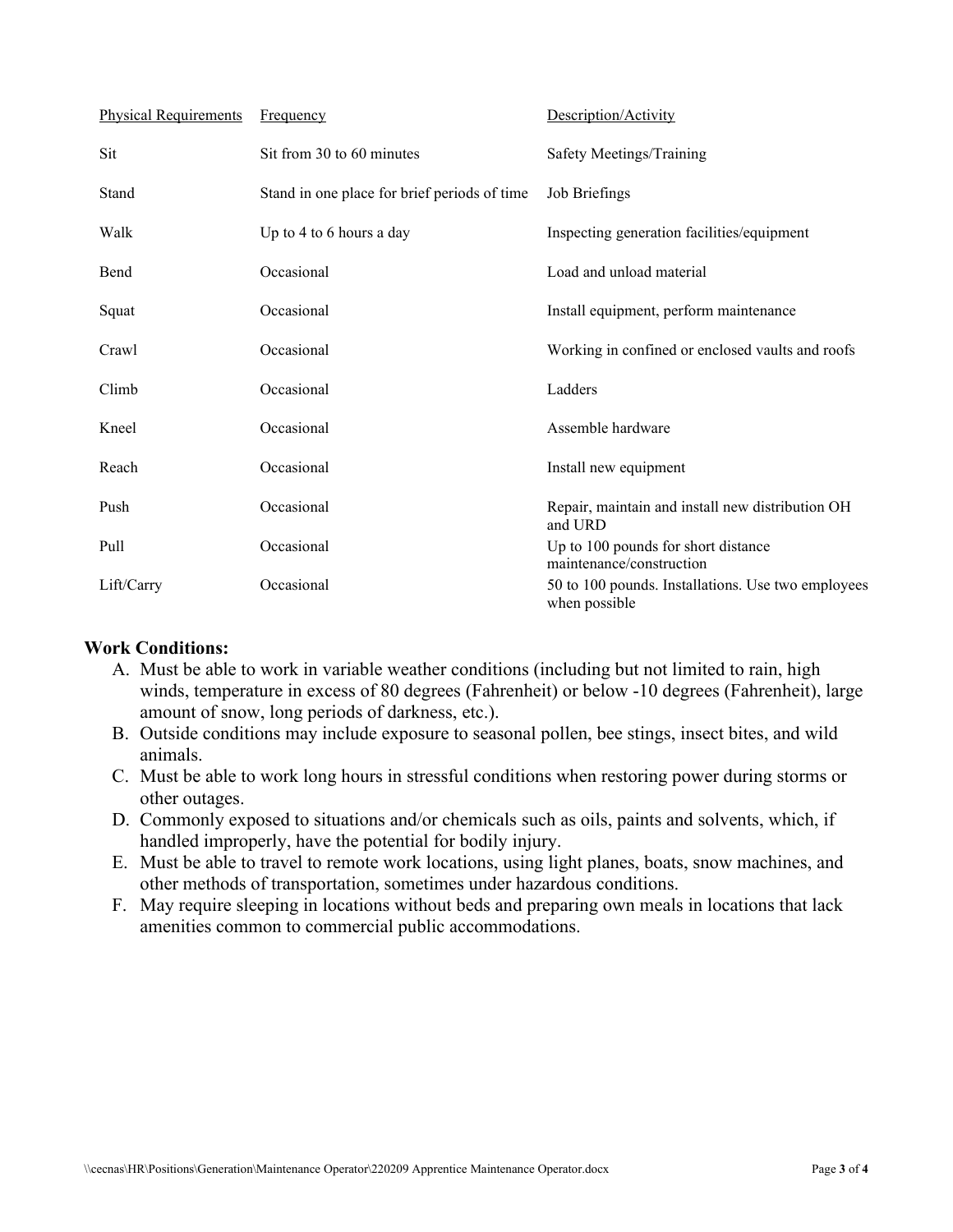| Physical Requirements | Frequency | Description/Activity |
| --- | --- | --- |
| Sit | Sit from 30 to 60 minutes | Safety Meetings/Training |
| Stand | Stand in one place for brief periods of time | Job Briefings |
| Walk | Up to 4 to 6 hours a day | Inspecting generation facilities/equipment |
| Bend | Occasional | Load and unload material |
| Squat | Occasional | Install equipment, perform maintenance |
| Crawl | Occasional | Working in confined or enclosed vaults and roofs |
| Climb | Occasional | Ladders |
| Kneel | Occasional | Assemble hardware |
| Reach | Occasional | Install new equipment |
| Push | Occasional | Repair, maintain and install new distribution OH and URD |
| Pull | Occasional | Up to 100 pounds for short distance maintenance/construction |
| Lift/Carry | Occasional | 50 to 100 pounds. Installations. Use two employees when possible |

**Work Conditions:**

A. Must be able to work in variable weather conditions (including but not limited to rain, high winds, temperature in excess of 80 degrees (Fahrenheit) or below -10 degrees (Fahrenheit), large amount of snow, long periods of darkness, etc.).

B. Outside conditions may include exposure to seasonal pollen, bee stings, insect bites, and wild animals.

C. Must be able to work long hours in stressful conditions when restoring power during storms or other outages.

D. Commonly exposed to situations and/or chemicals such as oils, paints and solvents, which, if handled improperly, have the potential for bodily injury.

E. Must be able to travel to remote work locations, using light planes, boats, snow machines, and other methods of transportation, sometimes under hazardous conditions.

F. May require sleeping in locations without beds and preparing own meals in locations that lack amenities common to commercial public accommodations.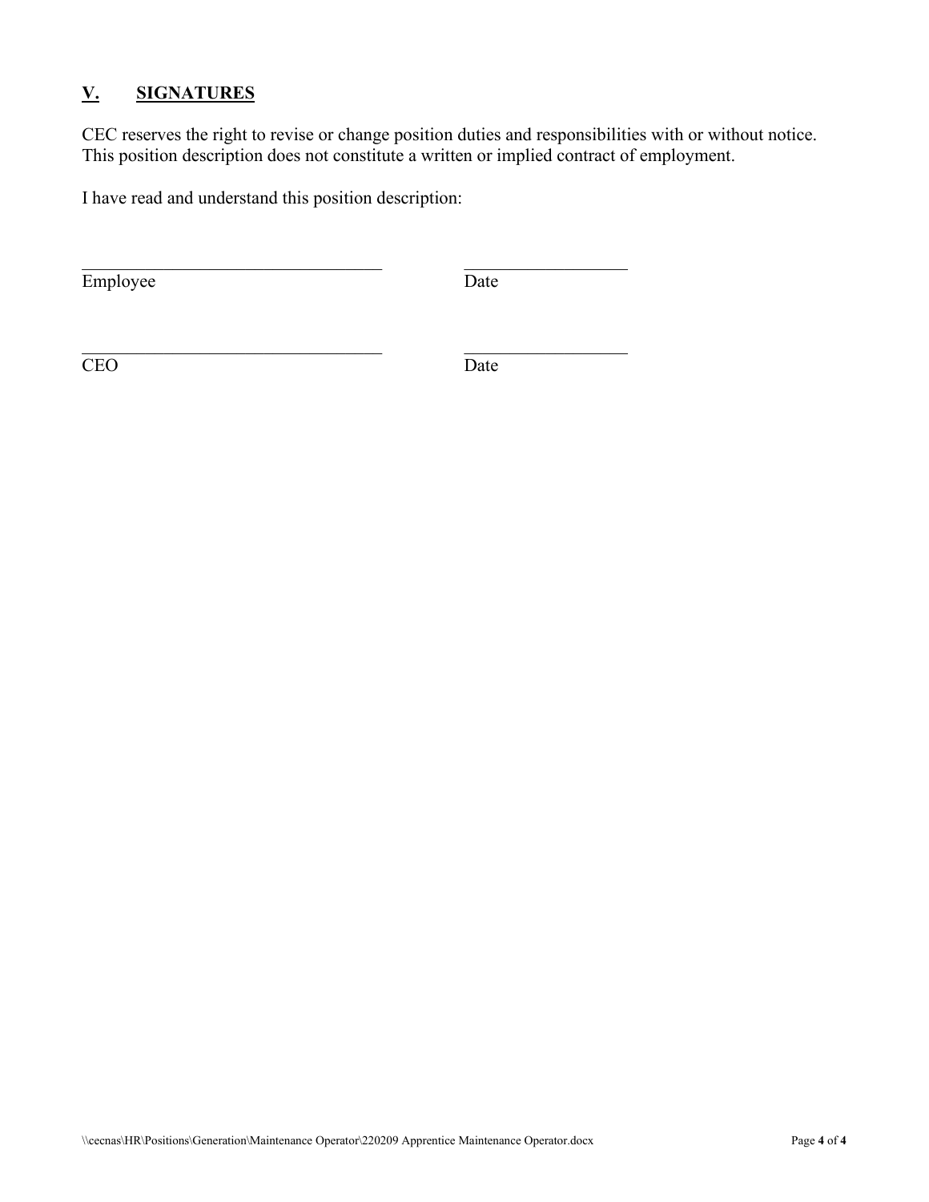## V. SIGNATURES

CEC reserves the right to revise or change position duties and responsibilities with or without notice. This position description does not constitute a written or implied contract of employment.

I have read and understand this position description:

___________________________________ ___________________
Employee Date

___________________________________ ___________________
CEO Date